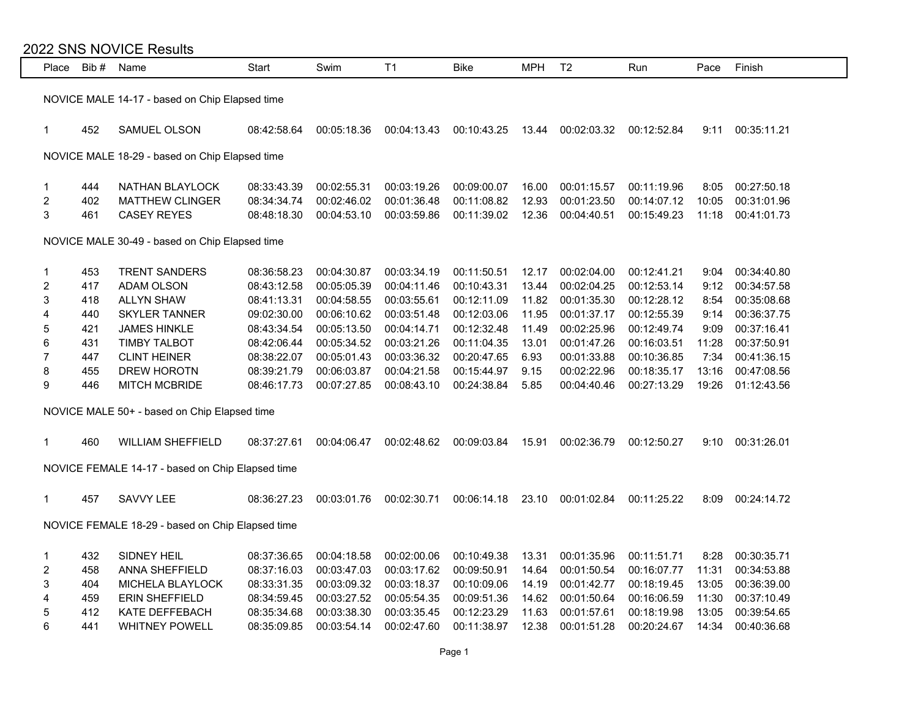## 2022 SNS NOVICE Results

| Place | Bib # | Name | Start | Swim | T1 | Bike | MPH | T2 | Run | Pace | Finish |
|---|---|---|---|---|---|---|---|---|---|---|---|
| NOVICE MALE 14-17 - based on Chip Elapsed time | | | | | | | | | | | |
| 1 | 452 | SAMUEL OLSON | 08:42:58.64 | 00:05:18.36 | 00:04:13.43 | 00:10:43.25 | 13.44 | 00:02:03.32 | 00:12:52.84 | 9:11 | 00:35:11.21 |
| NOVICE MALE 18-29 - based on Chip Elapsed time | | | | | | | | | | | |
| 1 | 444 | NATHAN BLAYLOCK | 08:33:43.39 | 00:02:55.31 | 00:03:19.26 | 00:09:00.07 | 16.00 | 00:01:15.57 | 00:11:19.96 | 8:05 | 00:27:50.18 |
| 2 | 402 | MATTHEW CLINGER | 08:34:34.74 | 00:02:46.02 | 00:01:36.48 | 00:11:08.82 | 12.93 | 00:01:23.50 | 00:14:07.12 | 10:05 | 00:31:01.96 |
| 3 | 461 | CASEY REYES | 08:48:18.30 | 00:04:53.10 | 00:03:59.86 | 00:11:39.02 | 12.36 | 00:04:40.51 | 00:15:49.23 | 11:18 | 00:41:01.73 |
| NOVICE MALE 30-49 - based on Chip Elapsed time | | | | | | | | | | | |
| 1 | 453 | TRENT SANDERS | 08:36:58.23 | 00:04:30.87 | 00:03:34.19 | 00:11:50.51 | 12.17 | 00:02:04.00 | 00:12:41.21 | 9:04 | 00:34:40.80 |
| 2 | 417 | ADAM OLSON | 08:43:12.58 | 00:05:05.39 | 00:04:11.46 | 00:10:43.31 | 13.44 | 00:02:04.25 | 00:12:53.14 | 9:12 | 00:34:57.58 |
| 3 | 418 | ALLYN SHAW | 08:41:13.31 | 00:04:58.55 | 00:03:55.61 | 00:12:11.09 | 11.82 | 00:01:35.30 | 00:12:28.12 | 8:54 | 00:35:08.68 |
| 4 | 440 | SKYLER TANNER | 09:02:30.00 | 00:06:10.62 | 00:03:51.48 | 00:12:03.06 | 11.95 | 00:01:37.17 | 00:12:55.39 | 9:14 | 00:36:37.75 |
| 5 | 421 | JAMES HINKLE | 08:43:34.54 | 00:05:13.50 | 00:04:14.71 | 00:12:32.48 | 11.49 | 00:02:25.96 | 00:12:49.74 | 9:09 | 00:37:16.41 |
| 6 | 431 | TIMBY TALBOT | 08:42:06.44 | 00:05:34.52 | 00:03:21.26 | 00:11:04.35 | 13.01 | 00:01:47.26 | 00:16:03.51 | 11:28 | 00:37:50.91 |
| 7 | 447 | CLINT HEINER | 08:38:22.07 | 00:05:01.43 | 00:03:36.32 | 00:20:47.65 | 6.93 | 00:01:33.88 | 00:10:36.85 | 7:34 | 00:41:36.15 |
| 8 | 455 | DREW HOROTN | 08:39:21.79 | 00:06:03.87 | 00:04:21.58 | 00:15:44.97 | 9.15 | 00:02:22.96 | 00:18:35.17 | 13:16 | 00:47:08.56 |
| 9 | 446 | MITCH MCBRIDE | 08:46:17.73 | 00:07:27.85 | 00:08:43.10 | 00:24:38.84 | 5.85 | 00:04:40.46 | 00:27:13.29 | 19:26 | 01:12:43.56 |
| NOVICE MALE 50+ - based on Chip Elapsed time | | | | | | | | | | | |
| 1 | 460 | WILLIAM SHEFFIELD | 08:37:27.61 | 00:04:06.47 | 00:02:48.62 | 00:09:03.84 | 15.91 | 00:02:36.79 | 00:12:50.27 | 9:10 | 00:31:26.01 |
| NOVICE FEMALE 14-17 - based on Chip Elapsed time | | | | | | | | | | | |
| 1 | 457 | SAVVY LEE | 08:36:27.23 | 00:03:01.76 | 00:02:30.71 | 00:06:14.18 | 23.10 | 00:01:02.84 | 00:11:25.22 | 8:09 | 00:24:14.72 |
| NOVICE FEMALE 18-29 - based on Chip Elapsed time | | | | | | | | | | | |
| 1 | 432 | SIDNEY HEIL | 08:37:36.65 | 00:04:18.58 | 00:02:00.06 | 00:10:49.38 | 13.31 | 00:01:35.96 | 00:11:51.71 | 8:28 | 00:30:35.71 |
| 2 | 458 | ANNA SHEFFIELD | 08:37:16.03 | 00:03:47.03 | 00:03:17.62 | 00:09:50.91 | 14.64 | 00:01:50.54 | 00:16:07.77 | 11:31 | 00:34:53.88 |
| 3 | 404 | MICHELA BLAYLOCK | 08:33:31.35 | 00:03:09.32 | 00:03:18.37 | 00:10:09.06 | 14.19 | 00:01:42.77 | 00:18:19.45 | 13:05 | 00:36:39.00 |
| 4 | 459 | ERIN SHEFFIELD | 08:34:59.45 | 00:03:27.52 | 00:05:54.35 | 00:09:51.36 | 14.62 | 00:01:50.64 | 00:16:06.59 | 11:30 | 00:37:10.49 |
| 5 | 412 | KATE DEFFEBACH | 08:35:34.68 | 00:03:38.30 | 00:03:35.45 | 00:12:23.29 | 11.63 | 00:01:57.61 | 00:18:19.98 | 13:05 | 00:39:54.65 |
| 6 | 441 | WHITNEY POWELL | 08:35:09.85 | 00:03:54.14 | 00:02:47.60 | 00:11:38.97 | 12.38 | 00:01:51.28 | 00:20:24.67 | 14:34 | 00:40:36.68 |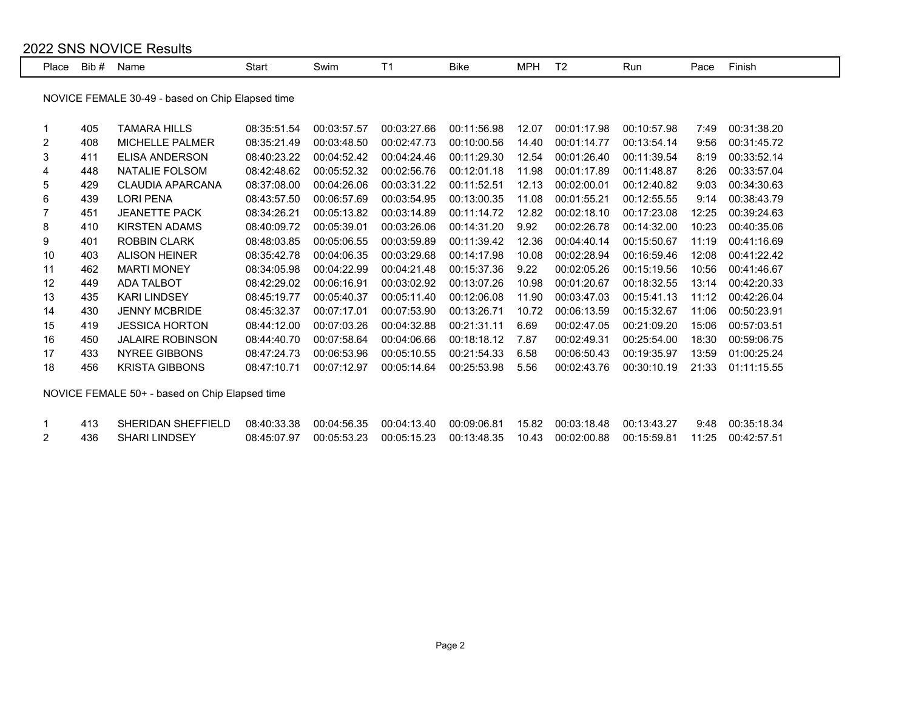## 2022 SNS NOVICE Results

| Place | Bib # | Name | Start | Swim | T1 | Bike | MPH | T2 | Run | Pace | Finish |
|---|---|---|---|---|---|---|---|---|---|---|---|
| NOVICE FEMALE 30-49 - based on Chip Elapsed time | | | | | | | | | | | |
| 1 | 405 | TAMARA HILLS | 08:35:51.54 | 00:03:57.57 | 00:03:27.66 | 00:11:56.98 | 12.07 | 00:01:17.98 | 00:10:57.98 | 7:49 | 00:31:38.20 |
| 2 | 408 | MICHELLE PALMER | 08:35:21.49 | 00:03:48.50 | 00:02:47.73 | 00:10:00.56 | 14.40 | 00:01:14.77 | 00:13:54.14 | 9:56 | 00:31:45.72 |
| 3 | 411 | ELISA ANDERSON | 08:40:23.22 | 00:04:52.42 | 00:04:24.46 | 00:11:29.30 | 12.54 | 00:01:26.40 | 00:11:39.54 | 8:19 | 00:33:52.14 |
| 4 | 448 | NATALIE FOLSOM | 08:42:48.62 | 00:05:52.32 | 00:02:56.76 | 00:12:01.18 | 11.98 | 00:01:17.89 | 00:11:48.87 | 8:26 | 00:33:57.04 |
| 5 | 429 | CLAUDIA APARCANA | 08:37:08.00 | 00:04:26.06 | 00:03:31.22 | 00:11:52.51 | 12.13 | 00:02:00.01 | 00:12:40.82 | 9:03 | 00:34:30.63 |
| 6 | 439 | LORI PENA | 08:43:57.50 | 00:06:57.69 | 00:03:54.95 | 00:13:00.35 | 11.08 | 00:01:55.21 | 00:12:55.55 | 9:14 | 00:38:43.79 |
| 7 | 451 | JEANETTE PACK | 08:34:26.21 | 00:05:13.82 | 00:03:14.89 | 00:11:14.72 | 12.82 | 00:02:18.10 | 00:17:23.08 | 12:25 | 00:39:24.63 |
| 8 | 410 | KIRSTEN ADAMS | 08:40:09.72 | 00:05:39.01 | 00:03:26.06 | 00:14:31.20 | 9.92 | 00:02:26.78 | 00:14:32.00 | 10:23 | 00:40:35.06 |
| 9 | 401 | ROBBIN CLARK | 08:48:03.85 | 00:05:06.55 | 00:03:59.89 | 00:11:39.42 | 12.36 | 00:04:40.14 | 00:15:50.67 | 11:19 | 00:41:16.69 |
| 10 | 403 | ALISON HEINER | 08:35:42.78 | 00:04:06.35 | 00:03:29.68 | 00:14:17.98 | 10.08 | 00:02:28.94 | 00:16:59.46 | 12:08 | 00:41:22.42 |
| 11 | 462 | MARTI MONEY | 08:34:05.98 | 00:04:22.99 | 00:04:21.48 | 00:15:37.36 | 9.22 | 00:02:05.26 | 00:15:19.56 | 10:56 | 00:41:46.67 |
| 12 | 449 | ADA TALBOT | 08:42:29.02 | 00:06:16.91 | 00:03:02.92 | 00:13:07.26 | 10.98 | 00:01:20.67 | 00:18:32.55 | 13:14 | 00:42:20.33 |
| 13 | 435 | KARI LINDSEY | 08:45:19.77 | 00:05:40.37 | 00:05:11.40 | 00:12:06.08 | 11.90 | 00:03:47.03 | 00:15:41.13 | 11:12 | 00:42:26.04 |
| 14 | 430 | JENNY MCBRIDE | 08:45:32.37 | 00:07:17.01 | 00:07:53.90 | 00:13:26.71 | 10.72 | 00:06:13.59 | 00:15:32.67 | 11:06 | 00:50:23.91 |
| 15 | 419 | JESSICA HORTON | 08:44:12.00 | 00:07:03.26 | 00:04:32.88 | 00:21:31.11 | 6.69 | 00:02:47.05 | 00:21:09.20 | 15:06 | 00:57:03.51 |
| 16 | 450 | JALAIRE ROBINSON | 08:44:40.70 | 00:07:58.64 | 00:04:06.66 | 00:18:18.12 | 7.87 | 00:02:49.31 | 00:25:54.00 | 18:30 | 00:59:06.75 |
| 17 | 433 | NYREE GIBBONS | 08:47:24.73 | 00:06:53.96 | 00:05:10.55 | 00:21:54.33 | 6.58 | 00:06:50.43 | 00:19:35.97 | 13:59 | 01:00:25.24 |
| 18 | 456 | KRISTA GIBBONS | 08:47:10.71 | 00:07:12.97 | 00:05:14.64 | 00:25:53.98 | 5.56 | 00:02:43.76 | 00:30:10.19 | 21:33 | 01:11:15.55 |
| NOVICE FEMALE 50+ - based on Chip Elapsed time | | | | | | | | | | | |
| 1 | 413 | SHERIDAN SHEFFIELD | 08:40:33.38 | 00:04:56.35 | 00:04:13.40 | 00:09:06.81 | 15.82 | 00:03:18.48 | 00:13:43.27 | 9:48 | 00:35:18.34 |
| 2 | 436 | SHARI LINDSEY | 08:45:07.97 | 00:05:53.23 | 00:05:15.23 | 00:13:48.35 | 10.43 | 00:02:00.88 | 00:15:59.81 | 11:25 | 00:42:57.51 |